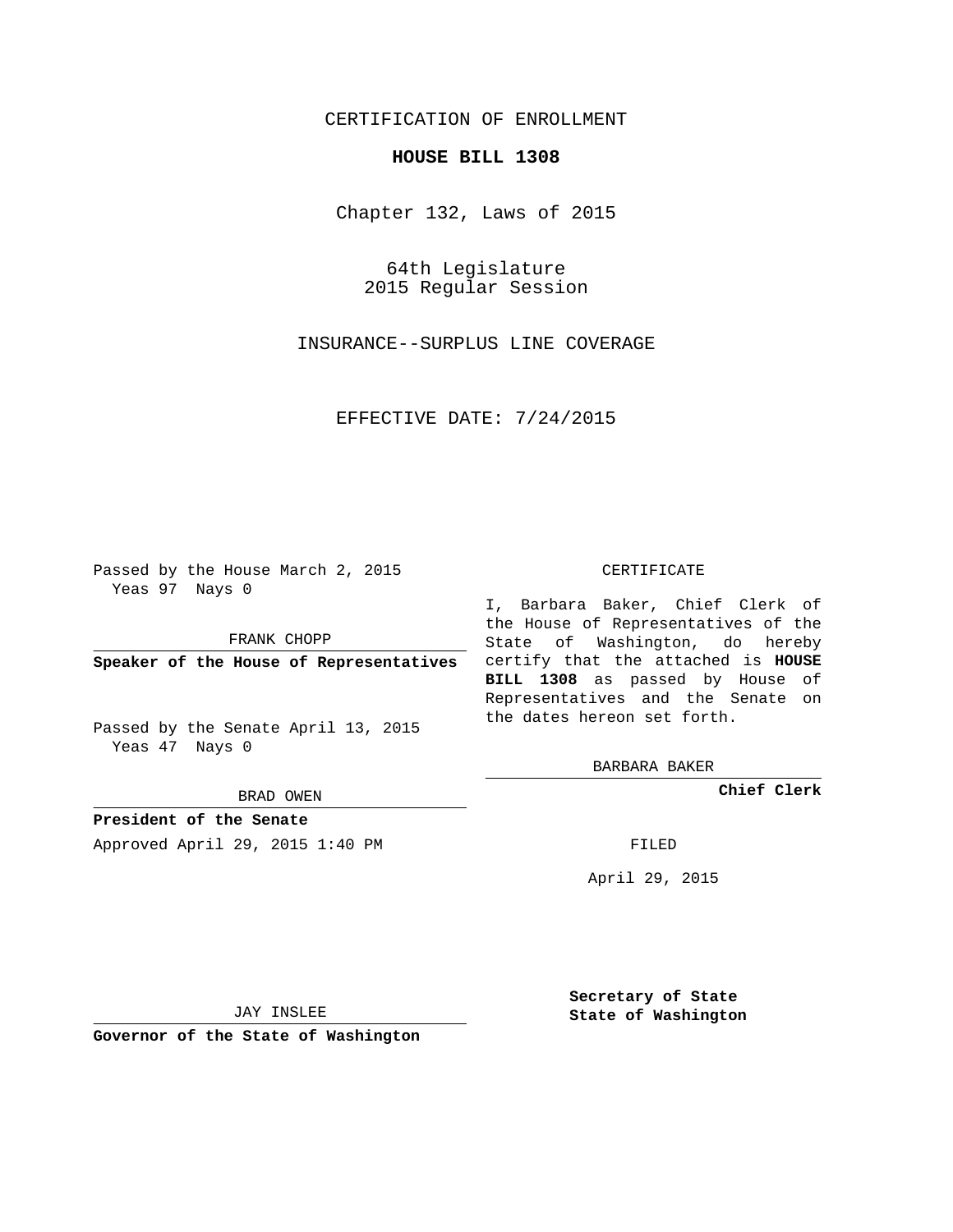CERTIFICATION OF ENROLLMENT

**HOUSE BILL 1308**

Chapter 132, Laws of 2015

64th Legislature
2015 Regular Session

INSURANCE--SURPLUS LINE COVERAGE

EFFECTIVE DATE: 7/24/2015

Passed by the House March 2, 2015
Yeas 97 Nays 0

FRANK CHOPP

**Speaker of the House of Representatives**

Passed by the Senate April 13, 2015
Yeas 47 Nays 0

BRAD OWEN

**President of the Senate**

Approved April 29, 2015 1:40 PM

JAY INSLEE

**Governor of the State of Washington**

CERTIFICATE

I, Barbara Baker, Chief Clerk of the House of Representatives of the State of Washington, do hereby certify that the attached is **HOUSE BILL 1308** as passed by House of Representatives and the Senate on the dates hereon set forth.

BARBARA BAKER

**Chief Clerk**

FILED

April 29, 2015

**Secretary of State**
**State of Washington**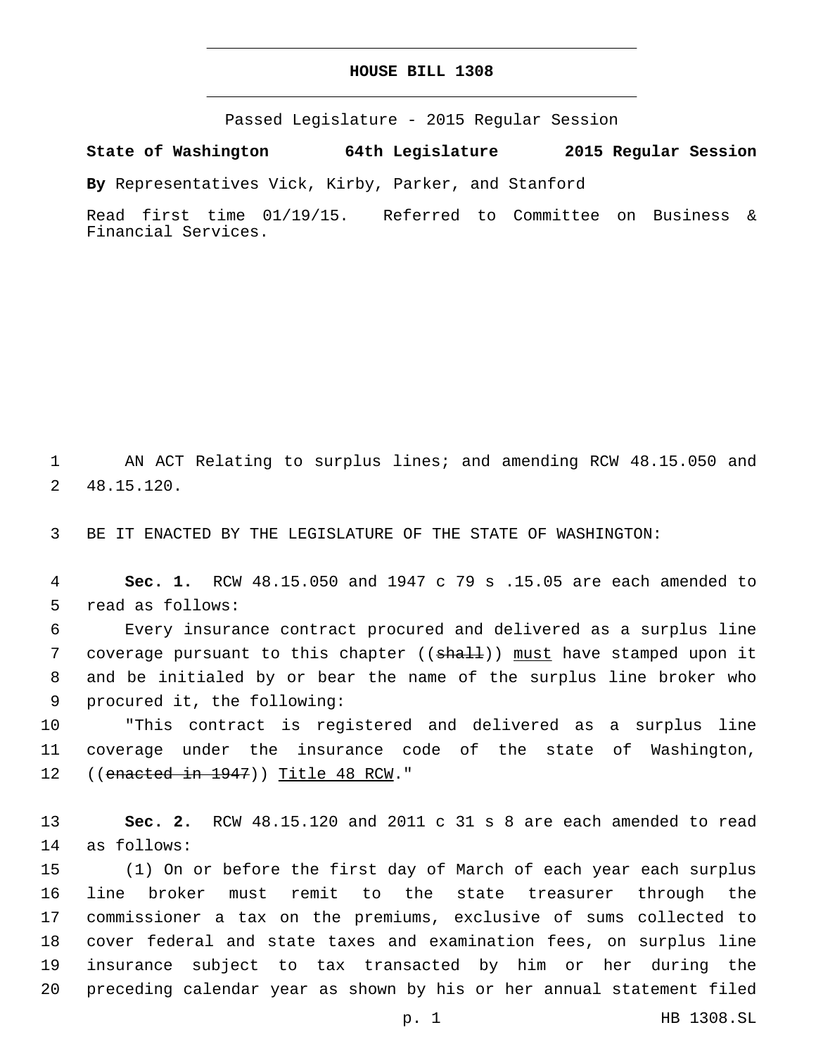# HOUSE BILL 1308

Passed Legislature - 2015 Regular Session

**State of Washington 64th Legislature 2015 Regular Session**

**By** Representatives Vick, Kirby, Parker, and Stanford

Read first time 01/19/15. Referred to Committee on Business & Financial Services.

AN ACT Relating to surplus lines; and amending RCW 48.15.050 and 48.15.120.

BE IT ENACTED BY THE LEGISLATURE OF THE STATE OF WASHINGTON:

**Sec. 1.** RCW 48.15.050 and 1947 c 79 s .15.05 are each amended to read as follows:

Every insurance contract procured and delivered as a surplus line coverage pursuant to this chapter ((~~shall~~)) <u>must</u> have stamped upon it and be initialed by or bear the name of the surplus line broker who procured it, the following:

"This contract is registered and delivered as a surplus line coverage under the insurance code of the state of Washington, ((~~enacted in 1947~~)) <u>Title 48 RCW</u>."

**Sec. 2.** RCW 48.15.120 and 2011 c 31 s 8 are each amended to read as follows:

(1) On or before the first day of March of each year each surplus line broker must remit to the state treasurer through the commissioner a tax on the premiums, exclusive of sums collected to cover federal and state taxes and examination fees, on surplus line insurance subject to tax transacted by him or her during the preceding calendar year as shown by his or her annual statement filed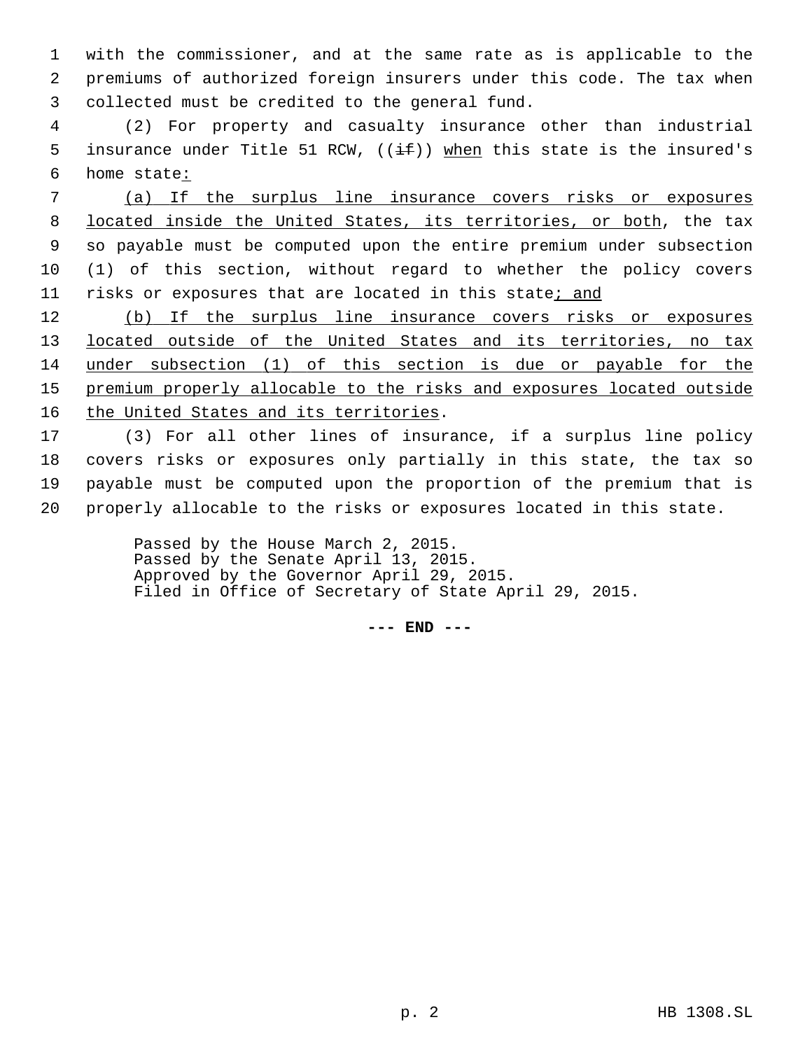with the commissioner, and at the same rate as is applicable to the premiums of authorized foreign insurers under this code. The tax when collected must be credited to the general fund.

(2) For property and casualty insurance other than industrial insurance under Title 51 RCW, ((~~if~~)) when this state is the insured's home state:

(a) If the surplus line insurance covers risks or exposures located inside the United States, its territories, or both, the tax so payable must be computed upon the entire premium under subsection (1) of this section, without regard to whether the policy covers risks or exposures that are located in this state; and

(b) If the surplus line insurance covers risks or exposures located outside of the United States and its territories, no tax under subsection (1) of this section is due or payable for the premium properly allocable to the risks and exposures located outside the United States and its territories.

(3) For all other lines of insurance, if a surplus line policy covers risks or exposures only partially in this state, the tax so payable must be computed upon the proportion of the premium that is properly allocable to the risks or exposures located in this state.

Passed by the House March 2, 2015.
Passed by the Senate April 13, 2015.
Approved by the Governor April 29, 2015.
Filed in Office of Secretary of State April 29, 2015.

**--- END ---**